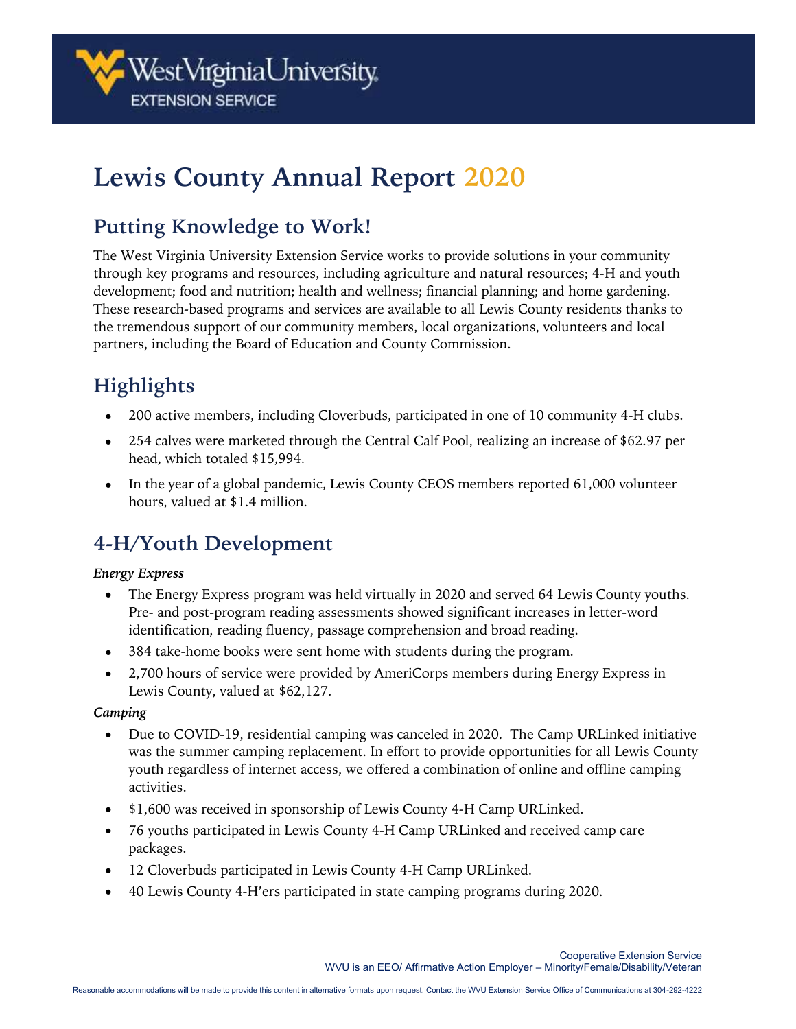West Virginia University EXTENSION SERVICE

# Lewis County Annual Report 2020

## Putting Knowledge to Work!

The West Virginia University Extension Service works to provide solutions in your community through key programs and resources, including agriculture and natural resources; 4-H and youth development; food and nutrition; health and wellness; financial planning; and home gardening. These research-based programs and services are available to all Lewis County residents thanks to the tremendous support of our community members, local organizations, volunteers and local partners, including the Board of Education and County Commission.

## Highlights

- 200 active members, including Cloverbuds, participated in one of 10 community 4-H clubs.
- 254 calves were marketed through the Central Calf Pool, realizing an increase of $62.97 per head, which totaled $15,994.
- In the year of a global pandemic, Lewis County CEOS members reported 61,000 volunteer hours, valued at $1.4 million.

## 4-H/Youth Development

***Energy Express***

- The Energy Express program was held virtually in 2020 and served 64 Lewis County youths. Pre- and post-program reading assessments showed significant increases in letter-word identification, reading fluency, passage comprehension and broad reading.
- 384 take-home books were sent home with students during the program.
- 2,700 hours of service were provided by AmeriCorps members during Energy Express in Lewis County, valued at $62,127.

***Camping***

- Due to COVID-19, residential camping was canceled in 2020. The Camp URLinked initiative was the summer camping replacement. In effort to provide opportunities for all Lewis County youth regardless of internet access, we offered a combination of online and offline camping activities.
- $1,600 was received in sponsorship of Lewis County 4-H Camp URLinked.
- 76 youths participated in Lewis County 4-H Camp URLinked and received camp care packages.
- 12 Cloverbuds participated in Lewis County 4-H Camp URLinked.
- 40 Lewis County 4-H'ers participated in state camping programs during 2020.

Cooperative Extension Service
WVU is an EEO/ Affirmative Action Employer – Minority/Female/Disability/Veteran

Reasonable accommodations will be made to provide this content in alternative formats upon request. Contact the WVU Extension Service Office of Communications at 304-292-4222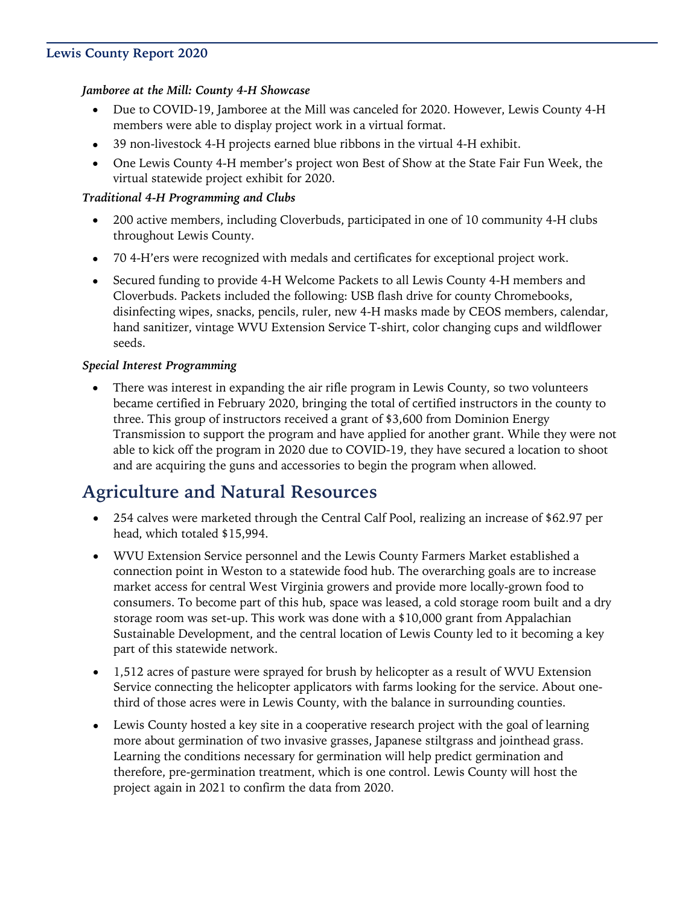*Jamboree at the Mill: County 4-H Showcase*

- Due to COVID-19, Jamboree at the Mill was canceled for 2020. However, Lewis County 4-H members were able to display project work in a virtual format.
- 39 non-livestock 4-H projects earned blue ribbons in the virtual 4-H exhibit.
- One Lewis County 4-H member's project won Best of Show at the State Fair Fun Week, the virtual statewide project exhibit for 2020.

*Traditional 4-H Programming and Clubs*

- 200 active members, including Cloverbuds, participated in one of 10 community 4-H clubs throughout Lewis County.
- 70 4-H'ers were recognized with medals and certificates for exceptional project work.
- Secured funding to provide 4-H Welcome Packets to all Lewis County 4-H members and Cloverbuds. Packets included the following: USB flash drive for county Chromebooks, disinfecting wipes, snacks, pencils, ruler, new 4-H masks made by CEOS members, calendar, hand sanitizer, vintage WVU Extension Service T-shirt, color changing cups and wildflower seeds.

*Special Interest Programming*

- There was interest in expanding the air rifle program in Lewis County, so two volunteers became certified in February 2020, bringing the total of certified instructors in the county to three. This group of instructors received a grant of $3,600 from Dominion Energy Transmission to support the program and have applied for another grant. While they were not able to kick off the program in 2020 due to COVID-19, they have secured a location to shoot and are acquiring the guns and accessories to begin the program when allowed.

## Agriculture and Natural Resources

- 254 calves were marketed through the Central Calf Pool, realizing an increase of $62.97 per head, which totaled $15,994.
- WVU Extension Service personnel and the Lewis County Farmers Market established a connection point in Weston to a statewide food hub. The overarching goals are to increase market access for central West Virginia growers and provide more locally-grown food to consumers. To become part of this hub, space was leased, a cold storage room built and a dry storage room was set-up. This work was done with a $10,000 grant from Appalachian Sustainable Development, and the central location of Lewis County led to it becoming a key part of this statewide network.
- 1,512 acres of pasture were sprayed for brush by helicopter as a result of WVU Extension Service connecting the helicopter applicators with farms looking for the service. About one-third of those acres were in Lewis County, with the balance in surrounding counties.
- Lewis County hosted a key site in a cooperative research project with the goal of learning more about germination of two invasive grasses, Japanese stiltgrass and jointhead grass. Learning the conditions necessary for germination will help predict germination and therefore, pre-germination treatment, which is one control. Lewis County will host the project again in 2021 to confirm the data from 2020.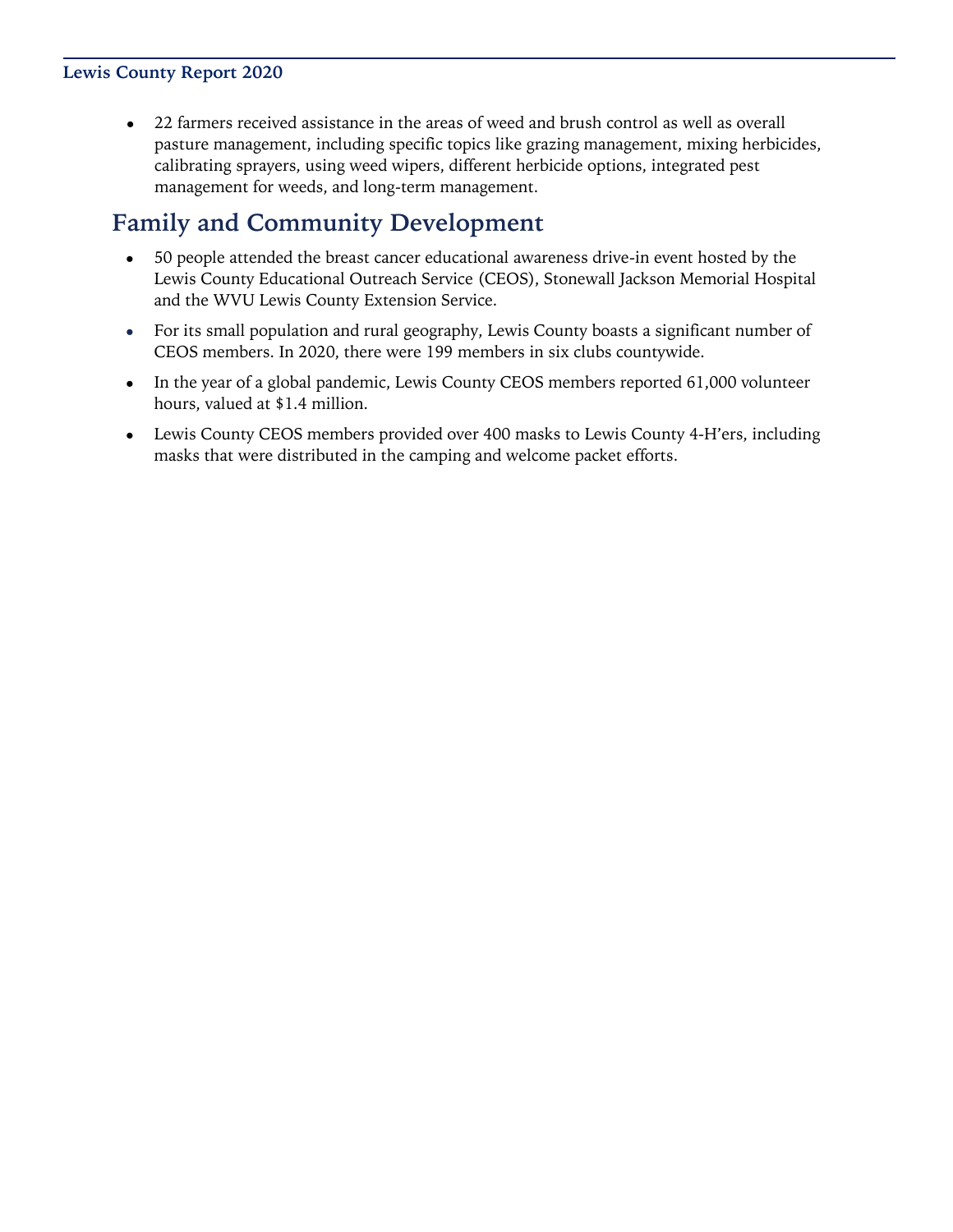- 22 farmers received assistance in the areas of weed and brush control as well as overall pasture management, including specific topics like grazing management, mixing herbicides, calibrating sprayers, using weed wipers, different herbicide options, integrated pest management for weeds, and long-term management.

## Family and Community Development

- 50 people attended the breast cancer educational awareness drive-in event hosted by the Lewis County Educational Outreach Service (CEOS), Stonewall Jackson Memorial Hospital and the WVU Lewis County Extension Service.
- For its small population and rural geography, Lewis County boasts a significant number of CEOS members. In 2020, there were 199 members in six clubs countywide.
- In the year of a global pandemic, Lewis County CEOS members reported 61,000 volunteer hours, valued at $1.4 million.
- Lewis County CEOS members provided over 400 masks to Lewis County 4-H'ers, including masks that were distributed in the camping and welcome packet efforts.